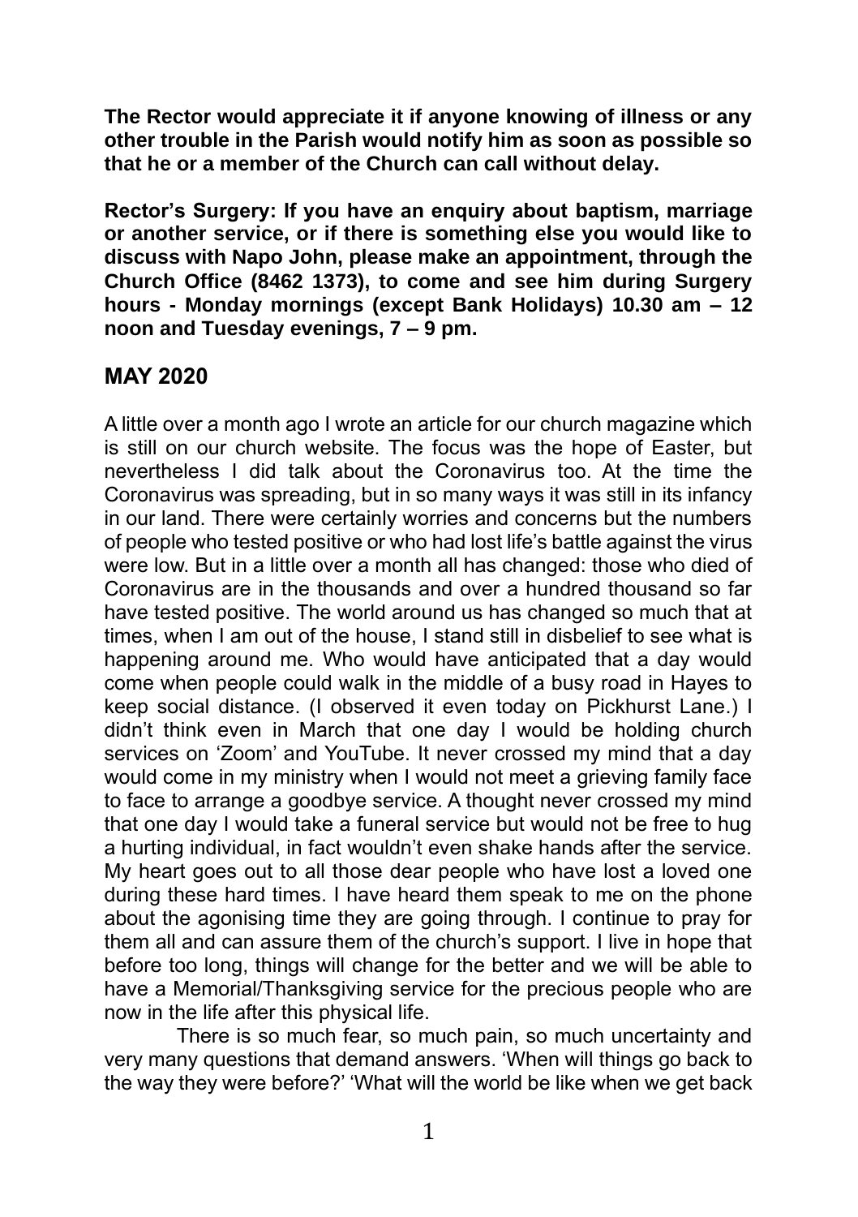**The Rector would appreciate it if anyone knowing of illness or any other trouble in the Parish would notify him as soon as possible so that he or a member of the Church can call without delay.**

**Rector's Surgery: If you have an enquiry about baptism, marriage or another service, or if there is something else you would like to discuss with Napo John, please make an appointment, through the Church Office (8462 1373), to come and see him during Surgery hours - Monday mornings (except Bank Holidays) 10.30 am – 12 noon and Tuesday evenings, 7 – 9 pm.**

## MAY 2020

A little over a month ago I wrote an article for our church magazine which is still on our church website. The focus was the hope of Easter, but nevertheless I did talk about the Coronavirus too. At the time the Coronavirus was spreading, but in so many ways it was still in its infancy in our land. There were certainly worries and concerns but the numbers of people who tested positive or who had lost life's battle against the virus were low. But in a little over a month all has changed: those who died of Coronavirus are in the thousands and over a hundred thousand so far have tested positive. The world around us has changed so much that at times, when I am out of the house, I stand still in disbelief to see what is happening around me. Who would have anticipated that a day would come when people could walk in the middle of a busy road in Hayes to keep social distance. (I observed it even today on Pickhurst Lane.) I didn't think even in March that one day I would be holding church services on 'Zoom' and YouTube. It never crossed my mind that a day would come in my ministry when I would not meet a grieving family face to face to arrange a goodbye service. A thought never crossed my mind that one day I would take a funeral service but would not be free to hug a hurting individual, in fact wouldn't even shake hands after the service. My heart goes out to all those dear people who have lost a loved one during these hard times. I have heard them speak to me on the phone about the agonising time they are going through. I continue to pray for them all and can assure them of the church's support. I live in hope that before too long, things will change for the better and we will be able to have a Memorial/Thanksgiving service for the precious people who are now in the life after this physical life.

There is so much fear, so much pain, so much uncertainty and very many questions that demand answers. 'When will things go back to the way they were before?' 'What will the world be like when we get back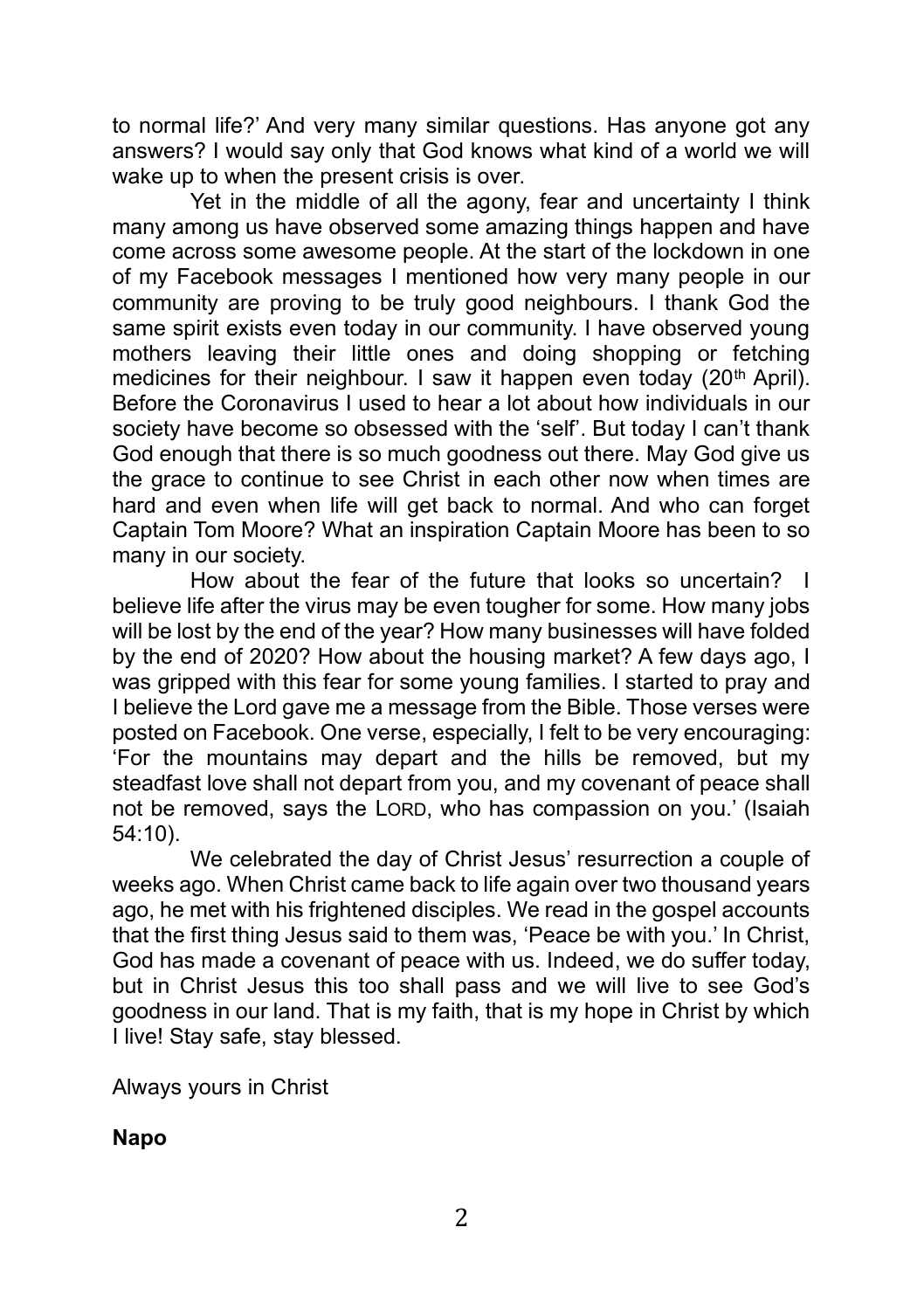to normal life?' And very many similar questions. Has anyone got any answers? I would say only that God knows what kind of a world we will wake up to when the present crisis is over.

Yet in the middle of all the agony, fear and uncertainty I think many among us have observed some amazing things happen and have come across some awesome people. At the start of the lockdown in one of my Facebook messages I mentioned how very many people in our community are proving to be truly good neighbours. I thank God the same spirit exists even today in our community. I have observed young mothers leaving their little ones and doing shopping or fetching medicines for their neighbour. I saw it happen even today (20th April). Before the Coronavirus I used to hear a lot about how individuals in our society have become so obsessed with the 'self'. But today I can't thank God enough that there is so much goodness out there. May God give us the grace to continue to see Christ in each other now when times are hard and even when life will get back to normal. And who can forget Captain Tom Moore? What an inspiration Captain Moore has been to so many in our society.

How about the fear of the future that looks so uncertain? I believe life after the virus may be even tougher for some. How many jobs will be lost by the end of the year? How many businesses will have folded by the end of 2020? How about the housing market? A few days ago, I was gripped with this fear for some young families. I started to pray and I believe the Lord gave me a message from the Bible. Those verses were posted on Facebook. One verse, especially, I felt to be very encouraging: 'For the mountains may depart and the hills be removed, but my steadfast love shall not depart from you, and my covenant of peace shall not be removed, says the LORD, who has compassion on you.' (Isaiah 54:10).

We celebrated the day of Christ Jesus' resurrection a couple of weeks ago. When Christ came back to life again over two thousand years ago, he met with his frightened disciples. We read in the gospel accounts that the first thing Jesus said to them was, 'Peace be with you.' In Christ, God has made a covenant of peace with us. Indeed, we do suffer today, but in Christ Jesus this too shall pass and we will live to see God's goodness in our land. That is my faith, that is my hope in Christ by which I live! Stay safe, stay blessed.

Always yours in Christ

**Napo**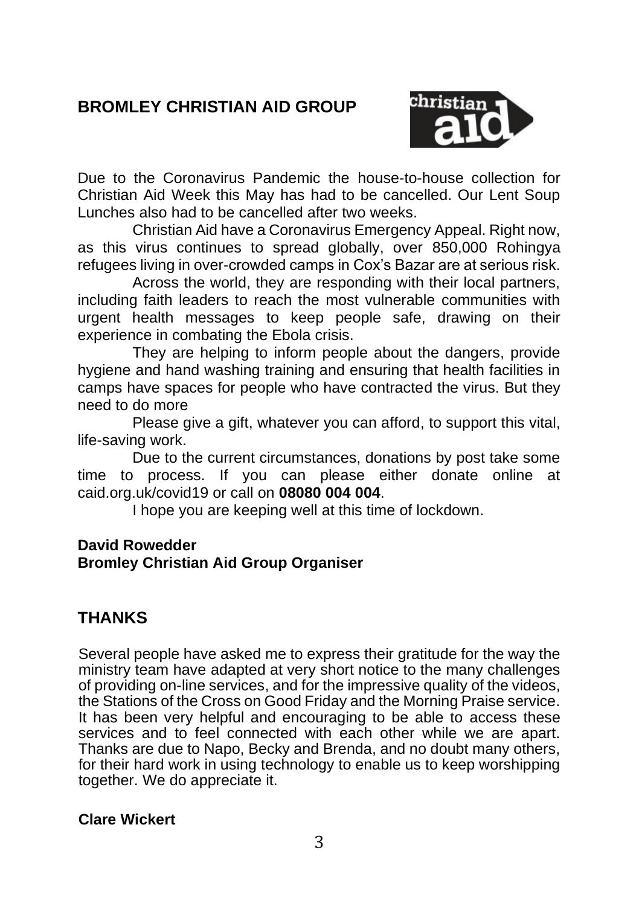## BROMLEY CHRISTIAN AID GROUP

Due to the Coronavirus Pandemic the house-to-house collection for Christian Aid Week this May has had to be cancelled. Our Lent Soup Lunches also had to be cancelled after two weeks.

Christian Aid have a Coronavirus Emergency Appeal. Right now, as this virus continues to spread globally, over 850,000 Rohingya refugees living in over-crowded camps in Cox's Bazar are at serious risk.

Across the world, they are responding with their local partners, including faith leaders to reach the most vulnerable communities with urgent health messages to keep people safe, drawing on their experience in combating the Ebola crisis.

They are helping to inform people about the dangers, provide hygiene and hand washing training and ensuring that health facilities in camps have spaces for people who have contracted the virus. But they need to do more

Please give a gift, whatever you can afford, to support this vital, life-saving work.

Due to the current circumstances, donations by post take some time to process. If you can please either donate online at caid.org.uk/covid19 or call on **08080 004 004**.

I hope you are keeping well at this time of lockdown.

**David Rowedder**
**Bromley Christian Aid Group Organiser**

## THANKS

Several people have asked me to express their gratitude for the way the ministry team have adapted at very short notice to the many challenges of providing on-line services, and for the impressive quality of the videos, the Stations of the Cross on Good Friday and the Morning Praise service. It has been very helpful and encouraging to be able to access these services and to feel connected with each other while we are apart. Thanks are due to Napo, Becky and Brenda, and no doubt many others, for their hard work in using technology to enable us to keep worshipping together. We do appreciate it.

**Clare Wickert**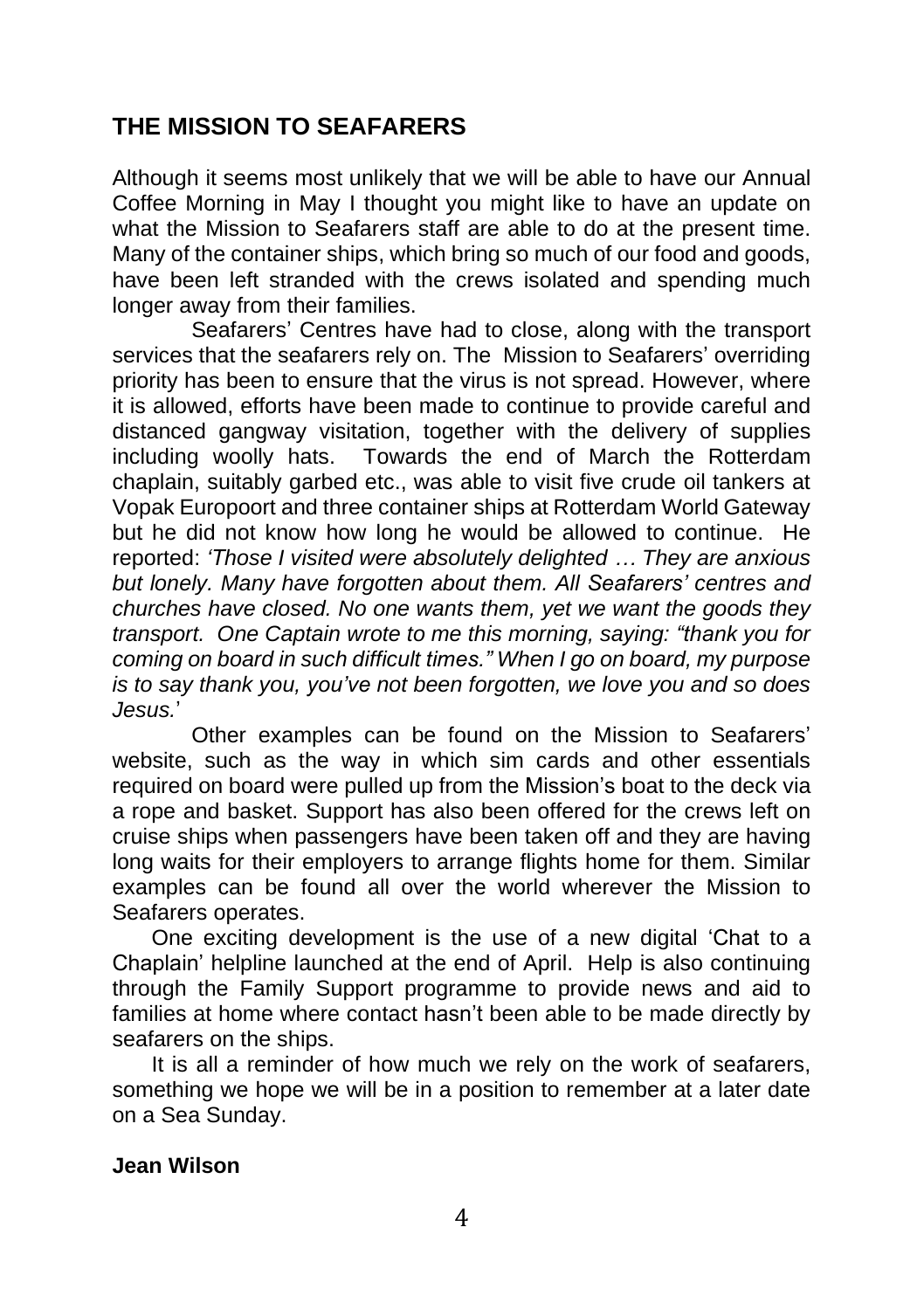## THE MISSION TO SEAFARERS

Although it seems most unlikely that we will be able to have our Annual Coffee Morning in May I thought you might like to have an update on what the Mission to Seafarers staff are able to do at the present time. Many of the container ships, which bring so much of our food and goods, have been left stranded with the crews isolated and spending much longer away from their families.

Seafarers' Centres have had to close, along with the transport services that the seafarers rely on. The Mission to Seafarers' overriding priority has been to ensure that the virus is not spread. However, where it is allowed, efforts have been made to continue to provide careful and distanced gangway visitation, together with the delivery of supplies including woolly hats. Towards the end of March the Rotterdam chaplain, suitably garbed etc., was able to visit five crude oil tankers at Vopak Europoort and three container ships at Rotterdam World Gateway but he did not know how long he would be allowed to continue. He reported: *'Those I visited were absolutely delighted … They are anxious but lonely. Many have forgotten about them. All Seafarers' centres and churches have closed. No one wants them, yet we want the goods they transport. One Captain wrote to me this morning, saying: "thank you for coming on board in such difficult times." When I go on board, my purpose is to say thank you, you've not been forgotten, we love you and so does Jesus.*'

Other examples can be found on the Mission to Seafarers' website, such as the way in which sim cards and other essentials required on board were pulled up from the Mission's boat to the deck via a rope and basket. Support has also been offered for the crews left on cruise ships when passengers have been taken off and they are having long waits for their employers to arrange flights home for them. Similar examples can be found all over the world wherever the Mission to Seafarers operates.

One exciting development is the use of a new digital 'Chat to a Chaplain' helpline launched at the end of April. Help is also continuing through the Family Support programme to provide news and aid to families at home where contact hasn't been able to be made directly by seafarers on the ships.

It is all a reminder of how much we rely on the work of seafarers, something we hope we will be in a position to remember at a later date on a Sea Sunday.

**Jean Wilson**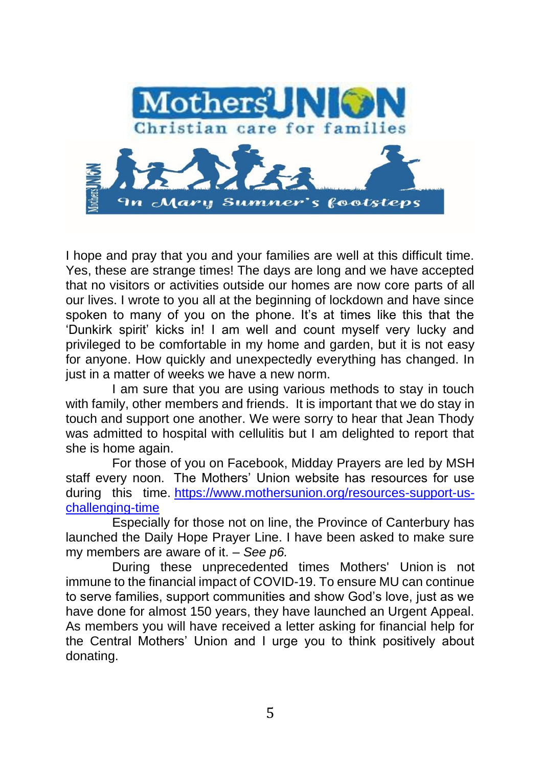Mothers' Union

Christian care for families

In Mary Sumner's footsteps

I hope and pray that you and your families are well at this difficult time. Yes, these are strange times! The days are long and we have accepted that no visitors or activities outside our homes are now core parts of all our lives. I wrote to you all at the beginning of lockdown and have since spoken to many of you on the phone. It's at times like this that the 'Dunkirk spirit' kicks in! I am well and count myself very lucky and privileged to be comfortable in my home and garden, but it is not easy for anyone. How quickly and unexpectedly everything has changed. In just in a matter of weeks we have a new norm.

I am sure that you are using various methods to stay in touch with family, other members and friends. It is important that we do stay in touch and support one another. We were sorry to hear that Jean Thody was admitted to hospital with cellulitis but I am delighted to report that she is home again.

For those of you on Facebook, Midday Prayers are led by MSH staff every noon. The Mothers' Union website has resources for use during this time. https://www.mothersunion.org/resources-support-us-challenging-time

Especially for those not on line, the Province of Canterbury has launched the Daily Hope Prayer Line. I have been asked to make sure my members are aware of it. – *See p6.*

During these unprecedented times Mothers' Union is not immune to the financial impact of COVID-19. To ensure MU can continue to serve families, support communities and show God's love, just as we have done for almost 150 years, they have launched an Urgent Appeal. As members you will have received a letter asking for financial help for the Central Mothers' Union and I urge you to think positively about donating.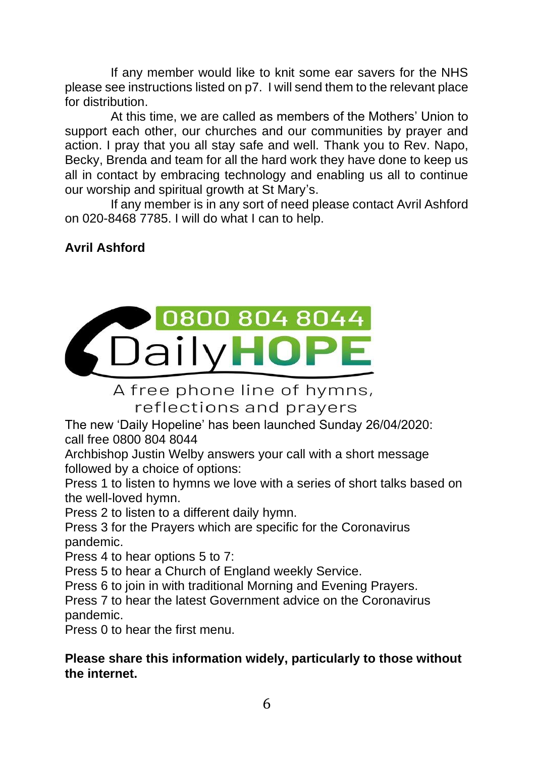If any member would like to knit some ear savers for the NHS please see instructions listed on p7. I will send them to the relevant place for distribution.

At this time, we are called as members of the Mothers' Union to support each other, our churches and our communities by prayer and action. I pray that you all stay safe and well. Thank you to Rev. Napo, Becky, Brenda and team for all the hard work they have done to keep us all in contact by embracing technology and enabling us all to continue our worship and spiritual growth at St Mary's.

If any member is in any sort of need please contact Avril Ashford on 020-8468 7785. I will do what I can to help.

**Avril Ashford**

0800 804 8044

Daily**HOPE**

A free phone line of hymns, reflections and prayers

The new 'Daily Hopeline' has been launched Sunday 26/04/2020: call free 0800 804 8044

Archbishop Justin Welby answers your call with a short message followed by a choice of options:

Press 1 to listen to hymns we love with a series of short talks based on the well-loved hymn.

Press 2 to listen to a different daily hymn.

Press 3 for the Prayers which are specific for the Coronavirus pandemic.

Press 4 to hear options 5 to 7:

Press 5 to hear a Church of England weekly Service.

Press 6 to join in with traditional Morning and Evening Prayers.

Press 7 to hear the latest Government advice on the Coronavirus pandemic.

Press 0 to hear the first menu.

**Please share this information widely, particularly to those without the internet.**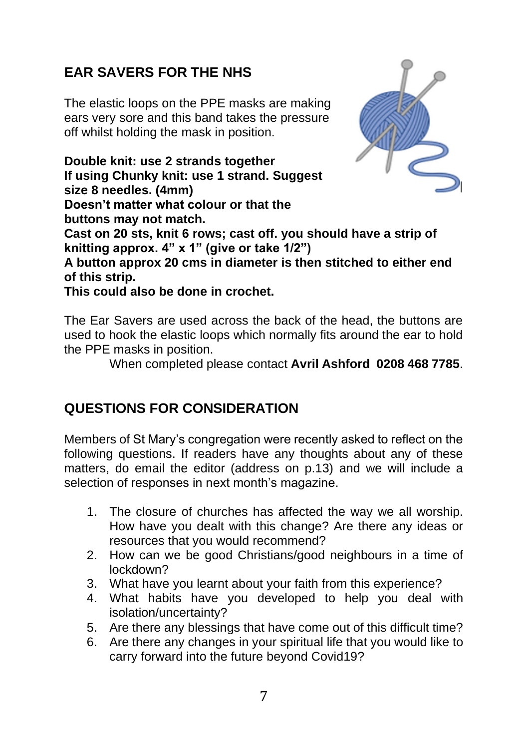## EAR SAVERS FOR THE NHS

The elastic loops on the PPE masks are making ears very sore and this band takes the pressure off whilst holding the mask in position.

**Double knit: use 2 strands together**
**If using Chunky knit: use 1 strand. Suggest size 8 needles. (4mm)**
**Doesn't matter what colour or that the buttons may not match.**
**Cast on 20 sts, knit 6 rows; cast off. you should have a strip of knitting approx. 4" x 1" (give or take 1/2")**
**A button approx 20 cms in diameter is then stitched to either end of this strip.**
**This could also be done in crochet.**

The Ear Savers are used across the back of the head, the buttons are used to hook the elastic loops which normally fits around the ear to hold the PPE masks in position.

When completed please contact **Avril Ashford 0208 468 7785**.

## QUESTIONS FOR CONSIDERATION

Members of St Mary's congregation were recently asked to reflect on the following questions. If readers have any thoughts about any of these matters, do email the editor (address on p.13) and we will include a selection of responses in next month's magazine.

1. The closure of churches has affected the way we all worship. How have you dealt with this change? Are there any ideas or resources that you would recommend?
2. How can we be good Christians/good neighbours in a time of lockdown?
3. What have you learnt about your faith from this experience?
4. What habits have you developed to help you deal with isolation/uncertainty?
5. Are there any blessings that have come out of this difficult time?
6. Are there any changes in your spiritual life that you would like to carry forward into the future beyond Covid19?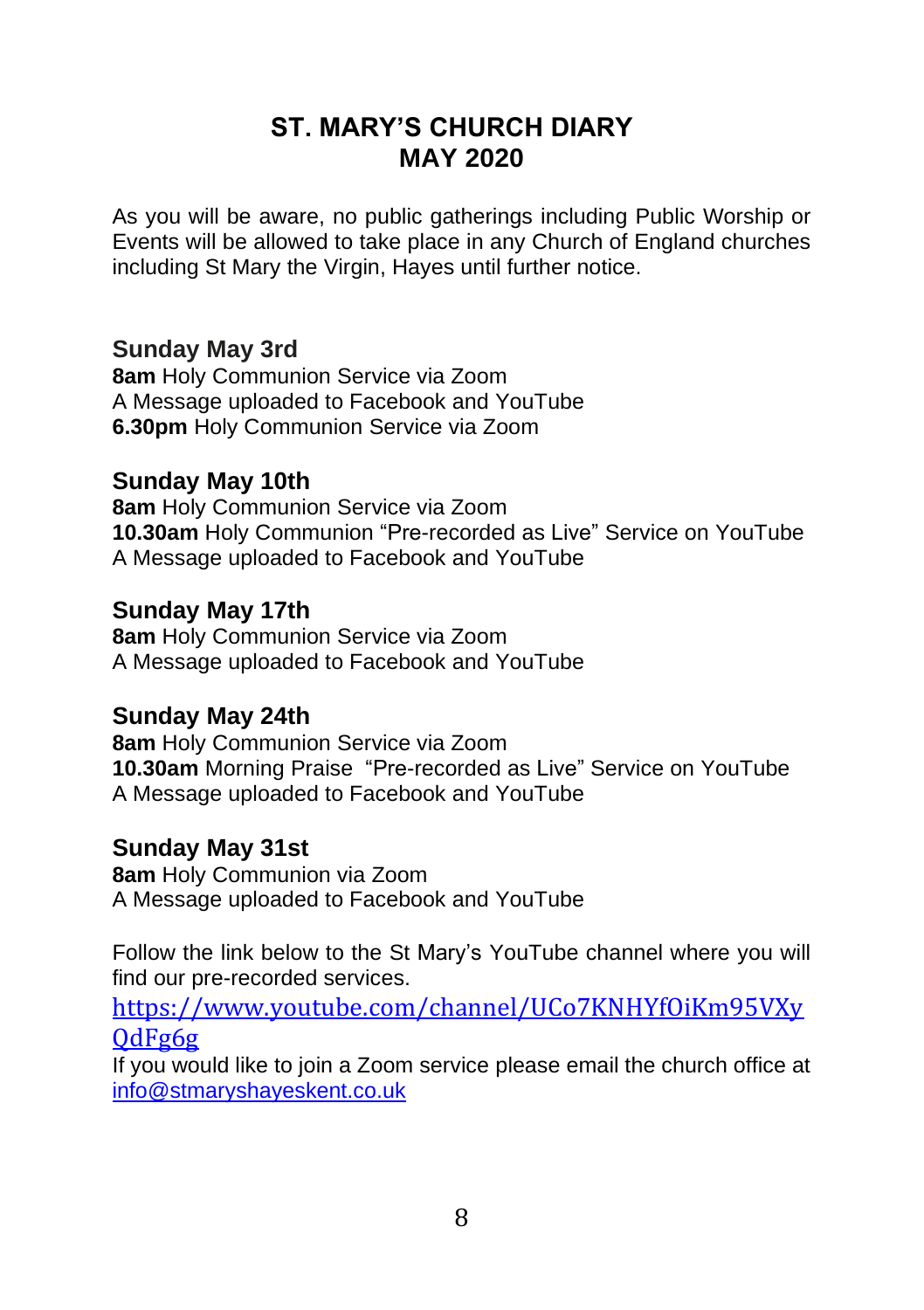# ST. MARY'S CHURCH DIARY
# MAY 2020

As you will be aware, no public gatherings including Public Worship or Events will be allowed to take place in any Church of England churches including St Mary the Virgin, Hayes until further notice.

### Sunday May 3rd

**8am** Holy Communion Service via Zoom
A Message uploaded to Facebook and YouTube
**6.30pm** Holy Communion Service via Zoom

### Sunday May 10th

**8am** Holy Communion Service via Zoom
**10.30am** Holy Communion "Pre-recorded as Live" Service on YouTube
A Message uploaded to Facebook and YouTube

### Sunday May 17th

**8am** Holy Communion Service via Zoom
A Message uploaded to Facebook and YouTube

### Sunday May 24th

**8am** Holy Communion Service via Zoom
**10.30am** Morning Praise "Pre-recorded as Live" Service on YouTube
A Message uploaded to Facebook and YouTube

### Sunday May 31st

**8am** Holy Communion via Zoom
A Message uploaded to Facebook and YouTube

Follow the link below to the St Mary's YouTube channel where you will find our pre-recorded services.

https://www.youtube.com/channel/UCo7KNHYfOiKm95VXyQdFg6g

If you would like to join a Zoom service please email the church office at info@stmaryshayeskent.co.uk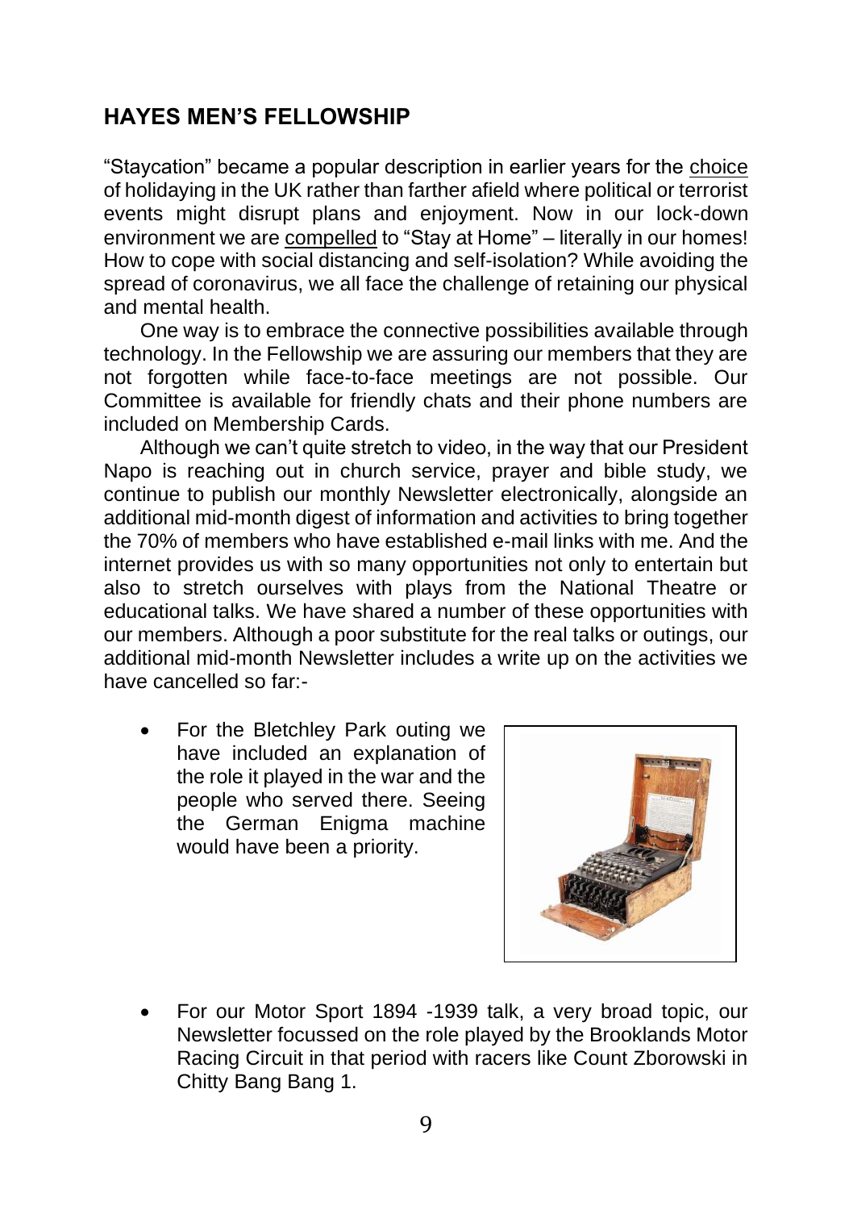## HAYES MEN'S FELLOWSHIP

"Staycation" became a popular description in earlier years for the choice of holidaying in the UK rather than farther afield where political or terrorist events might disrupt plans and enjoyment. Now in our lock-down environment we are compelled to "Stay at Home" – literally in our homes! How to cope with social distancing and self-isolation? While avoiding the spread of coronavirus, we all face the challenge of retaining our physical and mental health.

One way is to embrace the connective possibilities available through technology. In the Fellowship we are assuring our members that they are not forgotten while face-to-face meetings are not possible. Our Committee is available for friendly chats and their phone numbers are included on Membership Cards.

Although we can't quite stretch to video, in the way that our President Napo is reaching out in church service, prayer and bible study, we continue to publish our monthly Newsletter electronically, alongside an additional mid-month digest of information and activities to bring together the 70% of members who have established e-mail links with me. And the internet provides us with so many opportunities not only to entertain but also to stretch ourselves with plays from the National Theatre or educational talks. We have shared a number of these opportunities with our members. Although a poor substitute for the real talks or outings, our additional mid-month Newsletter includes a write up on the activities we have cancelled so far:-

- For the Bletchley Park outing we have included an explanation of the role it played in the war and the people who served there. Seeing the German Enigma machine would have been a priority.
- For our Motor Sport 1894 -1939 talk, a very broad topic, our Newsletter focussed on the role played by the Brooklands Motor Racing Circuit in that period with racers like Count Zborowski in Chitty Bang Bang 1.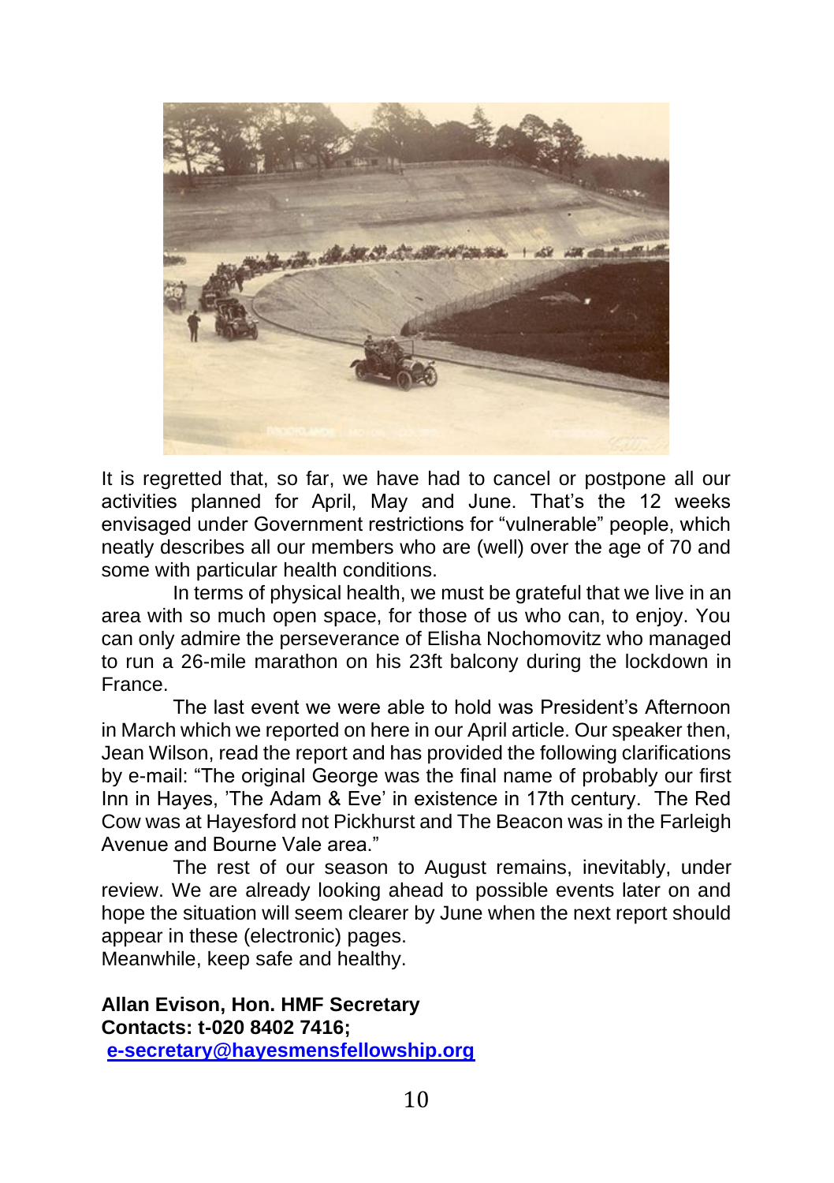It is regretted that, so far, we have had to cancel or postpone all our activities planned for April, May and June. That's the 12 weeks envisaged under Government restrictions for "vulnerable" people, which neatly describes all our members who are (well) over the age of 70 and some with particular health conditions.

In terms of physical health, we must be grateful that we live in an area with so much open space, for those of us who can, to enjoy. You can only admire the perseverance of Elisha Nochomovitz who managed to run a 26-mile marathon on his 23ft balcony during the lockdown in France.

The last event we were able to hold was President's Afternoon in March which we reported on here in our April article. Our speaker then, Jean Wilson, read the report and has provided the following clarifications by e-mail: "The original George was the final name of probably our first Inn in Hayes, 'The Adam & Eve' in existence in 17th century. The Red Cow was at Hayesford not Pickhurst and The Beacon was in the Farleigh Avenue and Bourne Vale area."

The rest of our season to August remains, inevitably, under review. We are already looking ahead to possible events later on and hope the situation will seem clearer by June when the next report should appear in these (electronic) pages.

Meanwhile, keep safe and healthy.

**Allan Evison, Hon. HMF Secretary**
**Contacts: t-020 8402 7416;**
**e-secretary@hayesmensfellowship.org**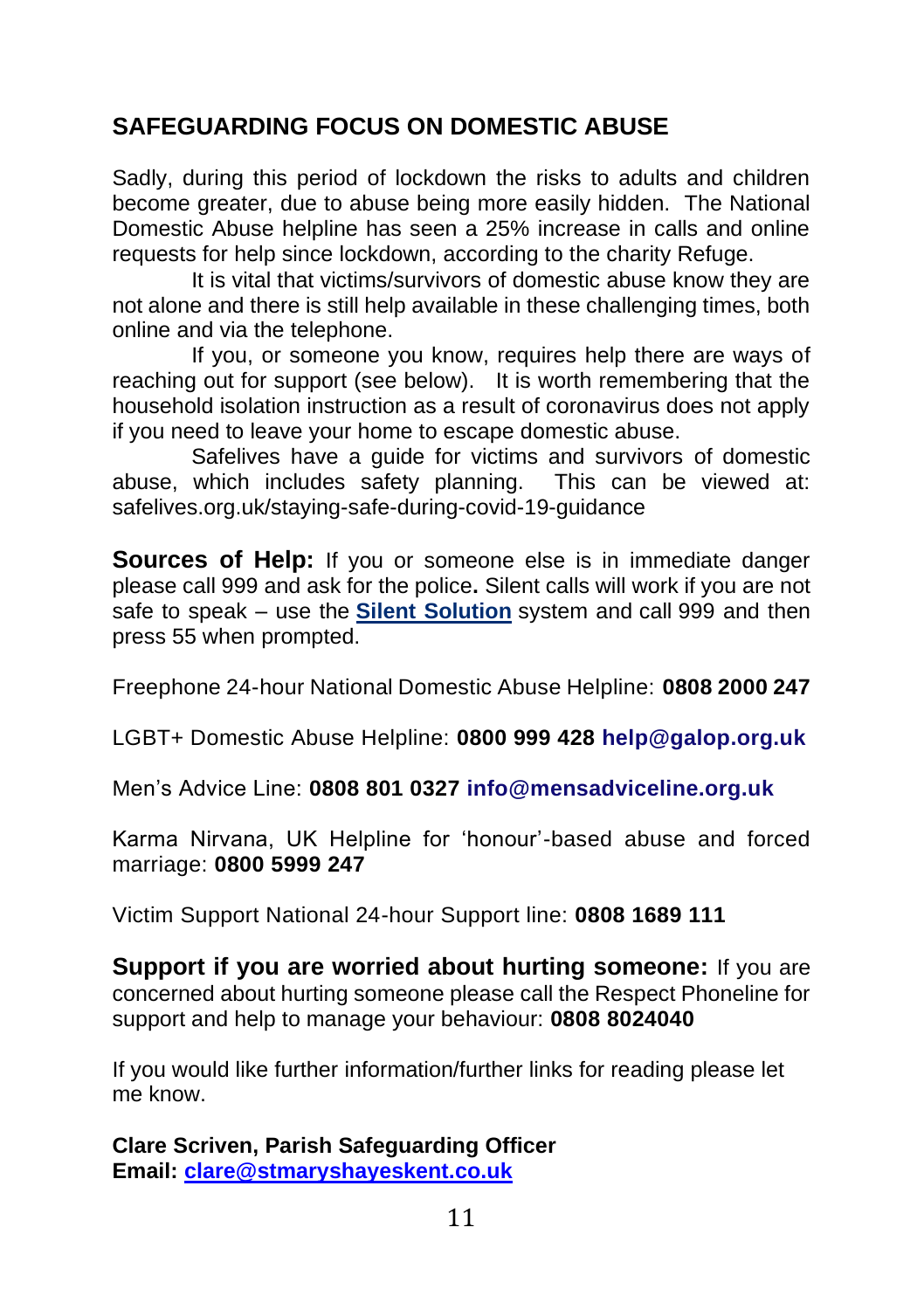## SAFEGUARDING FOCUS ON DOMESTIC ABUSE

Sadly, during this period of lockdown the risks to adults and children become greater, due to abuse being more easily hidden. The National Domestic Abuse helpline has seen a 25% increase in calls and online requests for help since lockdown, according to the charity Refuge.

It is vital that victims/survivors of domestic abuse know they are not alone and there is still help available in these challenging times, both online and via the telephone.

If you, or someone you know, requires help there are ways of reaching out for support (see below). It is worth remembering that the household isolation instruction as a result of coronavirus does not apply if you need to leave your home to escape domestic abuse.

Safelives have a guide for victims and survivors of domestic abuse, which includes safety planning. This can be viewed at: safelives.org.uk/staying-safe-during-covid-19-guidance

**Sources of Help:** If you or someone else is in immediate danger please call 999 and ask for the police**.** Silent calls will work if you are not safe to speak – use the **Silent Solution** system and call 999 and then press 55 when prompted.

Freephone 24-hour National Domestic Abuse Helpline: **0808 2000 247**

LGBT+ Domestic Abuse Helpline: **0800 999 428** **help@galop.org.uk**

Men's Advice Line: **0808 801 0327** **info@mensadviceline.org.uk**

Karma Nirvana, UK Helpline for 'honour'-based abuse and forced marriage: **0800 5999 247**

Victim Support National 24-hour Support line: **0808 1689 111**

**Support if you are worried about hurting someone:** If you are concerned about hurting someone please call the Respect Phoneline for support and help to manage your behaviour: **0808 8024040**

If you would like further information/further links for reading please let me know.

**Clare Scriven, Parish Safeguarding Officer**
**Email: clare@stmaryshayeskent.co.uk**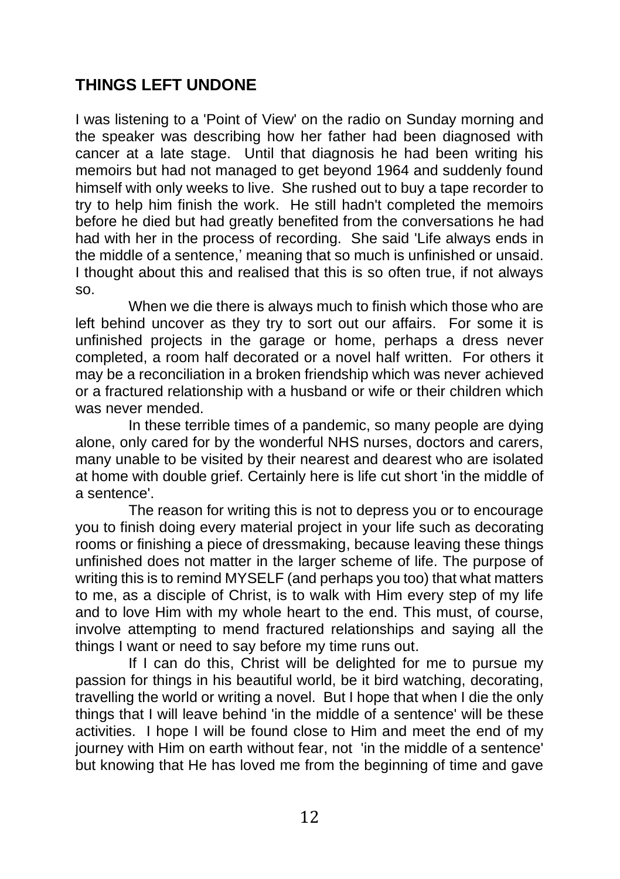## THINGS LEFT UNDONE

I was listening to a 'Point of View' on the radio on Sunday morning and the speaker was describing how her father had been diagnosed with cancer at a late stage. Until that diagnosis he had been writing his memoirs but had not managed to get beyond 1964 and suddenly found himself with only weeks to live. She rushed out to buy a tape recorder to try to help him finish the work. He still hadn't completed the memoirs before he died but had greatly benefited from the conversations he had had with her in the process of recording. She said 'Life always ends in the middle of a sentence,' meaning that so much is unfinished or unsaid. I thought about this and realised that this is so often true, if not always so.

When we die there is always much to finish which those who are left behind uncover as they try to sort out our affairs. For some it is unfinished projects in the garage or home, perhaps a dress never completed, a room half decorated or a novel half written. For others it may be a reconciliation in a broken friendship which was never achieved or a fractured relationship with a husband or wife or their children which was never mended.

In these terrible times of a pandemic, so many people are dying alone, only cared for by the wonderful NHS nurses, doctors and carers, many unable to be visited by their nearest and dearest who are isolated at home with double grief. Certainly here is life cut short 'in the middle of a sentence'.

The reason for writing this is not to depress you or to encourage you to finish doing every material project in your life such as decorating rooms or finishing a piece of dressmaking, because leaving these things unfinished does not matter in the larger scheme of life. The purpose of writing this is to remind MYSELF (and perhaps you too) that what matters to me, as a disciple of Christ, is to walk with Him every step of my life and to love Him with my whole heart to the end. This must, of course, involve attempting to mend fractured relationships and saying all the things I want or need to say before my time runs out.

If I can do this, Christ will be delighted for me to pursue my passion for things in his beautiful world, be it bird watching, decorating, travelling the world or writing a novel. But I hope that when I die the only things that I will leave behind 'in the middle of a sentence' will be these activities. I hope I will be found close to Him and meet the end of my journey with Him on earth without fear, not 'in the middle of a sentence' but knowing that He has loved me from the beginning of time and gave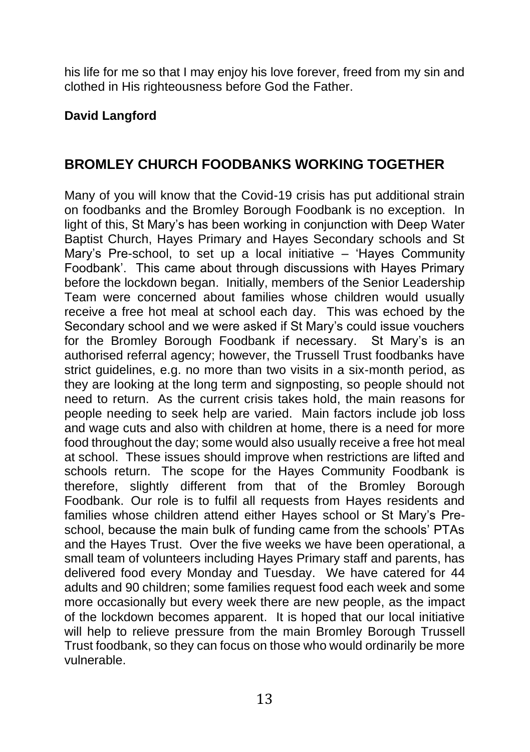his life for me so that I may enjoy his love forever, freed from my sin and clothed in His righteousness before God the Father.

**David Langford**

## BROMLEY CHURCH FOODBANKS WORKING TOGETHER

Many of you will know that the Covid-19 crisis has put additional strain on foodbanks and the Bromley Borough Foodbank is no exception. In light of this, St Mary's has been working in conjunction with Deep Water Baptist Church, Hayes Primary and Hayes Secondary schools and St Mary's Pre-school, to set up a local initiative – 'Hayes Community Foodbank'. This came about through discussions with Hayes Primary before the lockdown began. Initially, members of the Senior Leadership Team were concerned about families whose children would usually receive a free hot meal at school each day. This was echoed by the Secondary school and we were asked if St Mary's could issue vouchers for the Bromley Borough Foodbank if necessary. St Mary's is an authorised referral agency; however, the Trussell Trust foodbanks have strict guidelines, e.g. no more than two visits in a six-month period, as they are looking at the long term and signposting, so people should not need to return. As the current crisis takes hold, the main reasons for people needing to seek help are varied. Main factors include job loss and wage cuts and also with children at home, there is a need for more food throughout the day; some would also usually receive a free hot meal at school. These issues should improve when restrictions are lifted and schools return. The scope for the Hayes Community Foodbank is therefore, slightly different from that of the Bromley Borough Foodbank. Our role is to fulfil all requests from Hayes residents and families whose children attend either Hayes school or St Mary's Pre-school, because the main bulk of funding came from the schools' PTAs and the Hayes Trust. Over the five weeks we have been operational, a small team of volunteers including Hayes Primary staff and parents, has delivered food every Monday and Tuesday. We have catered for 44 adults and 90 children; some families request food each week and some more occasionally but every week there are new people, as the impact of the lockdown becomes apparent. It is hoped that our local initiative will help to relieve pressure from the main Bromley Borough Trussell Trust foodbank, so they can focus on those who would ordinarily be more vulnerable.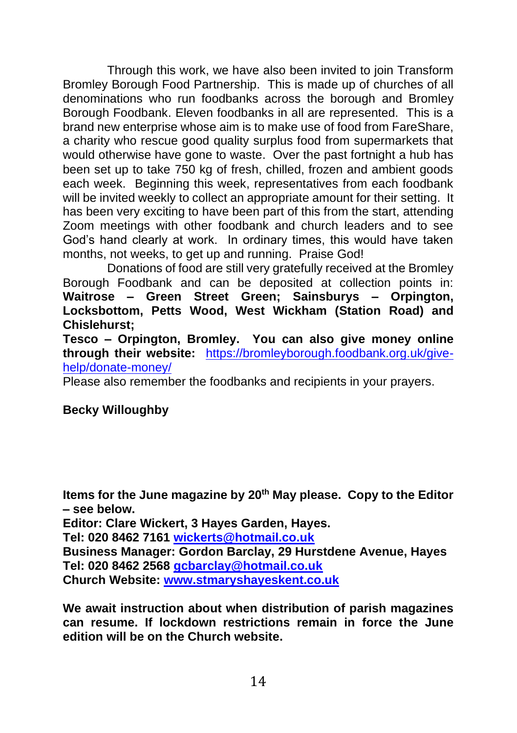Through this work, we have also been invited to join Transform Bromley Borough Food Partnership. This is made up of churches of all denominations who run foodbanks across the borough and Bromley Borough Foodbank. Eleven foodbanks in all are represented. This is a brand new enterprise whose aim is to make use of food from FareShare, a charity who rescue good quality surplus food from supermarkets that would otherwise have gone to waste. Over the past fortnight a hub has been set up to take 750 kg of fresh, chilled, frozen and ambient goods each week. Beginning this week, representatives from each foodbank will be invited weekly to collect an appropriate amount for their setting. It has been very exciting to have been part of this from the start, attending Zoom meetings with other foodbank and church leaders and to see God's hand clearly at work. In ordinary times, this would have taken months, not weeks, to get up and running. Praise God!

Donations of food are still very gratefully received at the Bromley Borough Foodbank and can be deposited at collection points in: **Waitrose – Green Street Green; Sainsburys – Orpington, Locksbottom, Petts Wood, West Wickham (Station Road) and Chislehurst;**
**Tesco – Orpington, Bromley. You can also give money online through their website:** https://bromleyborough.foodbank.org.uk/give-help/donate-money/
Please also remember the foodbanks and recipients in your prayers.

**Becky Willoughby**

**Items for the June magazine by 20th May please. Copy to the Editor – see below.**
**Editor: Clare Wickert, 3 Hayes Garden, Hayes.**
**Tel: 020 8462 7161 wickerts@hotmail.co.uk**
**Business Manager: Gordon Barclay, 29 Hurstdene Avenue, Hayes**
**Tel: 020 8462 2568 gcbarclay@hotmail.co.uk**
**Church Website: www.stmaryshayeskent.co.uk**

**We await instruction about when distribution of parish magazines can resume. If lockdown restrictions remain in force the June edition will be on the Church website.**